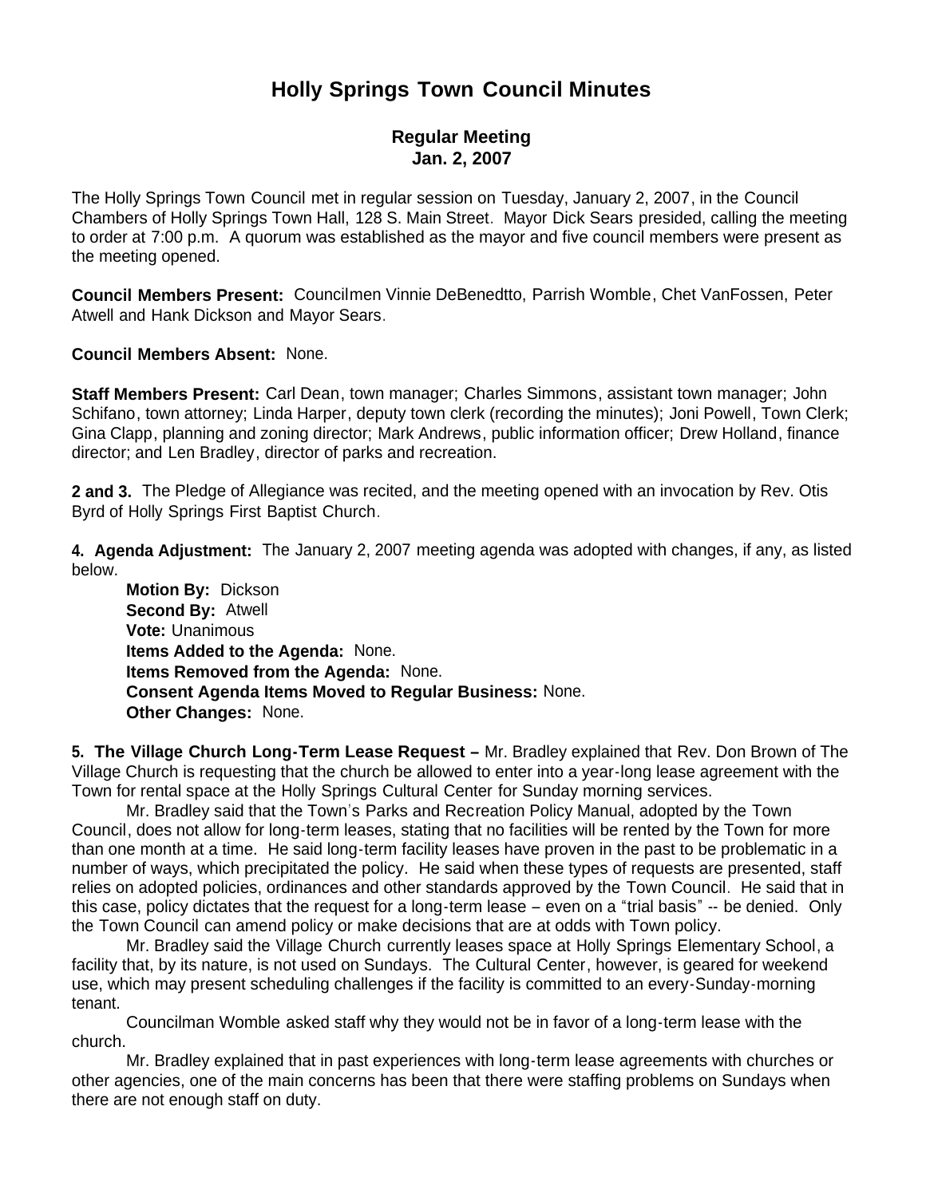# Holly Springs Town Council Minutes

## Regular Meeting
## Jan. 2, 2007

The Holly Springs Town Council met in regular session on Tuesday, January 2, 2007, in the Council Chambers of Holly Springs Town Hall, 128 S. Main Street. Mayor Dick Sears presided, calling the meeting to order at 7:00 p.m. A quorum was established as the mayor and five council members were present as the meeting opened.

**Council Members Present:** Councilmen Vinnie DeBenedtto, Parrish Womble, Chet VanFossen, Peter Atwell and Hank Dickson and Mayor Sears.

**Council Members Absent:** None.

**Staff Members Present:** Carl Dean, town manager; Charles Simmons, assistant town manager; John Schifano, town attorney; Linda Harper, deputy town clerk (recording the minutes); Joni Powell, Town Clerk; Gina Clapp, planning and zoning director; Mark Andrews, public information officer; Drew Holland, finance director; and Len Bradley, director of parks and recreation.

**2 and 3.** The Pledge of Allegiance was recited, and the meeting opened with an invocation by Rev. Otis Byrd of Holly Springs First Baptist Church.

**4. Agenda Adjustment:** The January 2, 2007 meeting agenda was adopted with changes, if any, as listed below.

**Motion By:** Dickson
**Second By:** Atwell
**Vote:** Unanimous
**Items Added to the Agenda:** None.
**Items Removed from the Agenda:** None.
**Consent Agenda Items Moved to Regular Business:** None.
**Other Changes:** None.

**5. The Village Church Long-Term Lease Request –** Mr. Bradley explained that Rev. Don Brown of The Village Church is requesting that the church be allowed to enter into a year-long lease agreement with the Town for rental space at the Holly Springs Cultural Center for Sunday morning services.

Mr. Bradley said that the Town's Parks and Recreation Policy Manual, adopted by the Town Council, does not allow for long-term leases, stating that no facilities will be rented by the Town for more than one month at a time. He said long-term facility leases have proven in the past to be problematic in a number of ways, which precipitated the policy. He said when these types of requests are presented, staff relies on adopted policies, ordinances and other standards approved by the Town Council. He said that in this case, policy dictates that the request for a long-term lease – even on a "trial basis" -- be denied. Only the Town Council can amend policy or make decisions that are at odds with Town policy.

Mr. Bradley said the Village Church currently leases space at Holly Springs Elementary School, a facility that, by its nature, is not used on Sundays. The Cultural Center, however, is geared for weekend use, which may present scheduling challenges if the facility is committed to an every-Sunday-morning tenant.

Councilman Womble asked staff why they would not be in favor of a long-term lease with the church.

Mr. Bradley explained that in past experiences with long-term lease agreements with churches or other agencies, one of the main concerns has been that there were staffing problems on Sundays when there are not enough staff on duty.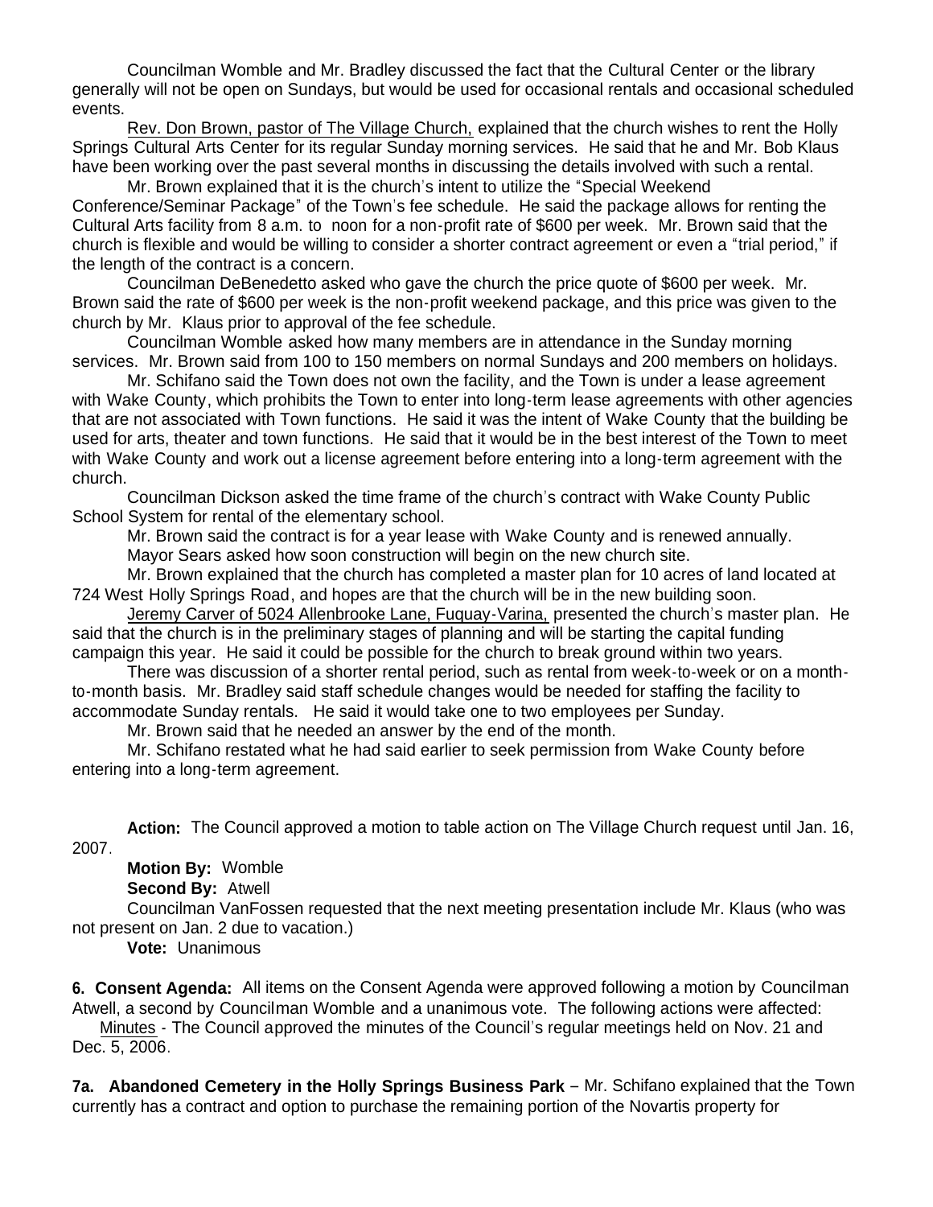Councilman Womble and Mr. Bradley discussed the fact that the Cultural Center or the library generally will not be open on Sundays, but would be used for occasional rentals and occasional scheduled events.

Rev. Don Brown, pastor of The Village Church, explained that the church wishes to rent the Holly Springs Cultural Arts Center for its regular Sunday morning services. He said that he and Mr. Bob Klaus have been working over the past several months in discussing the details involved with such a rental.

Mr. Brown explained that it is the church's intent to utilize the "Special Weekend Conference/Seminar Package" of the Town's fee schedule. He said the package allows for renting the Cultural Arts facility from 8 a.m. to noon for a non-profit rate of $600 per week. Mr. Brown said that the church is flexible and would be willing to consider a shorter contract agreement or even a "trial period," if the length of the contract is a concern.

Councilman DeBenedetto asked who gave the church the price quote of $600 per week. Mr. Brown said the rate of $600 per week is the non-profit weekend package, and this price was given to the church by Mr. Klaus prior to approval of the fee schedule.

Councilman Womble asked how many members are in attendance in the Sunday morning services. Mr. Brown said from 100 to 150 members on normal Sundays and 200 members on holidays.

Mr. Schifano said the Town does not own the facility, and the Town is under a lease agreement with Wake County, which prohibits the Town to enter into long-term lease agreements with other agencies that are not associated with Town functions. He said it was the intent of Wake County that the building be used for arts, theater and town functions. He said that it would be in the best interest of the Town to meet with Wake County and work out a license agreement before entering into a long-term agreement with the church.

Councilman Dickson asked the time frame of the church's contract with Wake County Public School System for rental of the elementary school.

Mr. Brown said the contract is for a year lease with Wake County and is renewed annually.

Mayor Sears asked how soon construction will begin on the new church site.

Mr. Brown explained that the church has completed a master plan for 10 acres of land located at 724 West Holly Springs Road, and hopes are that the church will be in the new building soon.

Jeremy Carver of 5024 Allenbrooke Lane, Fuquay-Varina, presented the church's master plan. He said that the church is in the preliminary stages of planning and will be starting the capital funding campaign this year. He said it could be possible for the church to break ground within two years.

There was discussion of a shorter rental period, such as rental from week-to-week or on a month-to-month basis. Mr. Bradley said staff schedule changes would be needed for staffing the facility to accommodate Sunday rentals. He said it would take one to two employees per Sunday.

Mr. Brown said that he needed an answer by the end of the month.

Mr. Schifano restated what he had said earlier to seek permission from Wake County before entering into a long-term agreement.

**Action:** The Council approved a motion to table action on The Village Church request until Jan. 16, 2007.

**Motion By:** Womble

**Second By:** Atwell

Councilman VanFossen requested that the next meeting presentation include Mr. Klaus (who was not present on Jan. 2 due to vacation.)

**Vote:** Unanimous

**6. Consent Agenda:** All items on the Consent Agenda were approved following a motion by Councilman Atwell, a second by Councilman Womble and a unanimous vote. The following actions were affected:

Minutes - The Council approved the minutes of the Council's regular meetings held on Nov. 21 and Dec. 5, 2006.

**7a. Abandoned Cemetery in the Holly Springs Business Park** – Mr. Schifano explained that the Town currently has a contract and option to purchase the remaining portion of the Novartis property for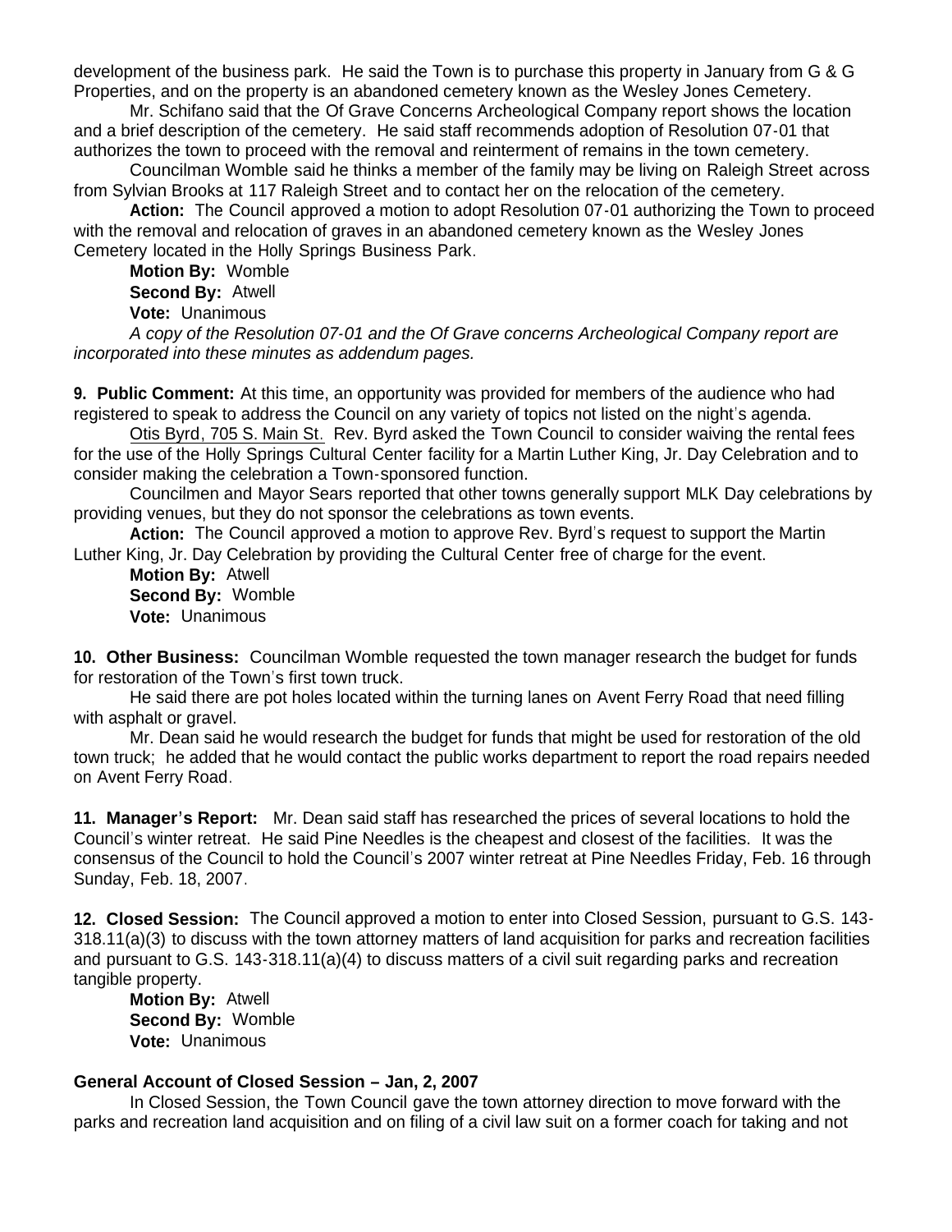development of the business park. He said the Town is to purchase this property in January from G & G Properties, and on the property is an abandoned cemetery known as the Wesley Jones Cemetery.

Mr. Schifano said that the Of Grave Concerns Archeological Company report shows the location and a brief description of the cemetery. He said staff recommends adoption of Resolution 07-01 that authorizes the town to proceed with the removal and reinterment of remains in the town cemetery.

Councilman Womble said he thinks a member of the family may be living on Raleigh Street across from Sylvian Brooks at 117 Raleigh Street and to contact her on the relocation of the cemetery.

**Action:** The Council approved a motion to adopt Resolution 07-01 authorizing the Town to proceed with the removal and relocation of graves in an abandoned cemetery known as the Wesley Jones Cemetery located in the Holly Springs Business Park.

**Motion By:** Womble
**Second By:** Atwell
**Vote:** Unanimous

*A copy of the Resolution 07-01 and the Of Grave concerns Archeological Company report are incorporated into these minutes as addendum pages.*

**9. Public Comment:** At this time, an opportunity was provided for members of the audience who had registered to speak to address the Council on any variety of topics not listed on the night's agenda.

Otis Byrd, 705 S. Main St. Rev. Byrd asked the Town Council to consider waiving the rental fees for the use of the Holly Springs Cultural Center facility for a Martin Luther King, Jr. Day Celebration and to consider making the celebration a Town-sponsored function.

Councilmen and Mayor Sears reported that other towns generally support MLK Day celebrations by providing venues, but they do not sponsor the celebrations as town events.

**Action:** The Council approved a motion to approve Rev. Byrd's request to support the Martin Luther King, Jr. Day Celebration by providing the Cultural Center free of charge for the event.

**Motion By:** Atwell
**Second By:** Womble
**Vote:** Unanimous

**10. Other Business:** Councilman Womble requested the town manager research the budget for funds for restoration of the Town's first town truck.

He said there are pot holes located within the turning lanes on Avent Ferry Road that need filling with asphalt or gravel.

Mr. Dean said he would research the budget for funds that might be used for restoration of the old town truck; he added that he would contact the public works department to report the road repairs needed on Avent Ferry Road.

**11. Manager's Report:** Mr. Dean said staff has researched the prices of several locations to hold the Council's winter retreat. He said Pine Needles is the cheapest and closest of the facilities. It was the consensus of the Council to hold the Council's 2007 winter retreat at Pine Needles Friday, Feb. 16 through Sunday, Feb. 18, 2007.

**12. Closed Session:** The Council approved a motion to enter into Closed Session, pursuant to G.S. 143-318.11(a)(3) to discuss with the town attorney matters of land acquisition for parks and recreation facilities and pursuant to G.S. 143-318.11(a)(4) to discuss matters of a civil suit regarding parks and recreation tangible property.

**Motion By:** Atwell
**Second By:** Womble
**Vote:** Unanimous

**General Account of Closed Session – Jan, 2, 2007**

In Closed Session, the Town Council gave the town attorney direction to move forward with the parks and recreation land acquisition and on filing of a civil law suit on a former coach for taking and not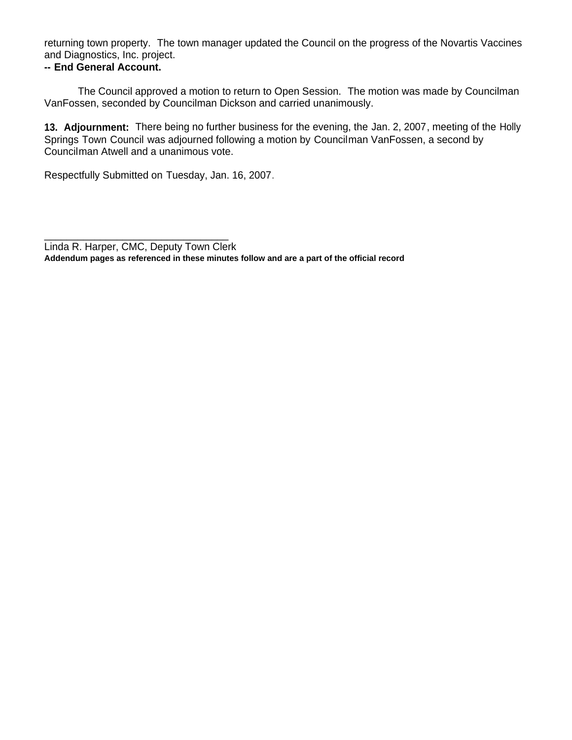returning town property. The town manager updated the Council on the progress of the Novartis Vaccines and Diagnostics, Inc. project.

**-- End General Account.**

The Council approved a motion to return to Open Session. The motion was made by Councilman VanFossen, seconded by Councilman Dickson and carried unanimously.

**13. Adjournment:** There being no further business for the evening, the Jan. 2, 2007, meeting of the Holly Springs Town Council was adjourned following a motion by Councilman VanFossen, a second by Councilman Atwell and a unanimous vote.

Respectfully Submitted on Tuesday, Jan. 16, 2007.

________________________________

Linda R. Harper, CMC, Deputy Town Clerk

**Addendum pages as referenced in these minutes follow and are a part of the official record**